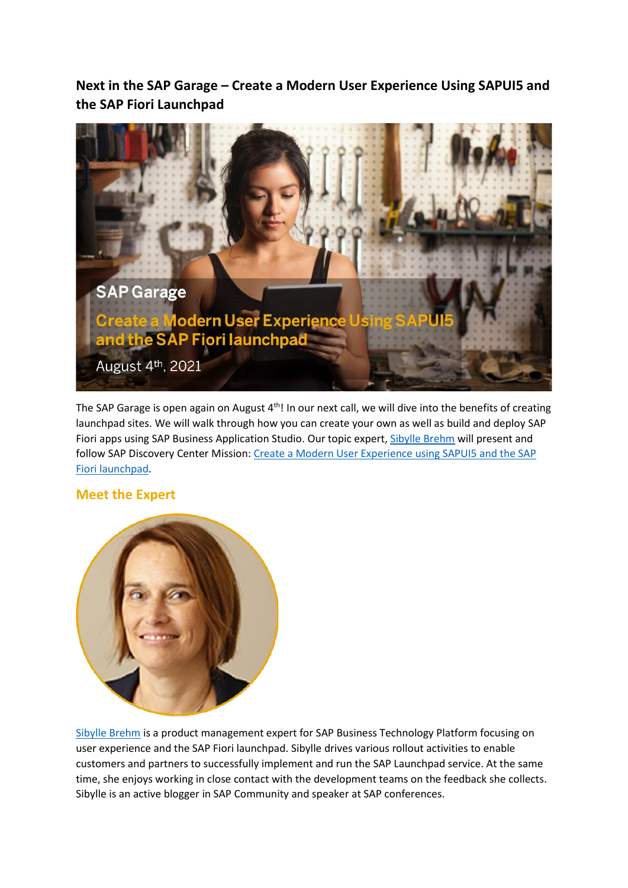**Next in the SAP Garage – Create a Modern User Experience Using SAPUI5 and the SAP Fiori Launchpad**

The SAP Garage is open again on August 4th! In our next call, we will dive into the benefits of creating launchpad sites. We will walk through how you can create your own as well as build and deploy SAP Fiori apps using SAP Business Application Studio. Our topic expert, Sibylle Brehm will present and follow SAP Discovery Center Mission: Create a Modern User Experience using SAPUI5 and the SAP Fiori launchpad.

## Meet the Expert

Sibylle Brehm is a product management expert for SAP Business Technology Platform focusing on user experience and the SAP Fiori launchpad. Sibylle drives various rollout activities to enable customers and partners to successfully implement and run the SAP Launchpad service. At the same time, she enjoys working in close contact with the development teams on the feedback she collects. Sibylle is an active blogger in SAP Community and speaker at SAP conferences.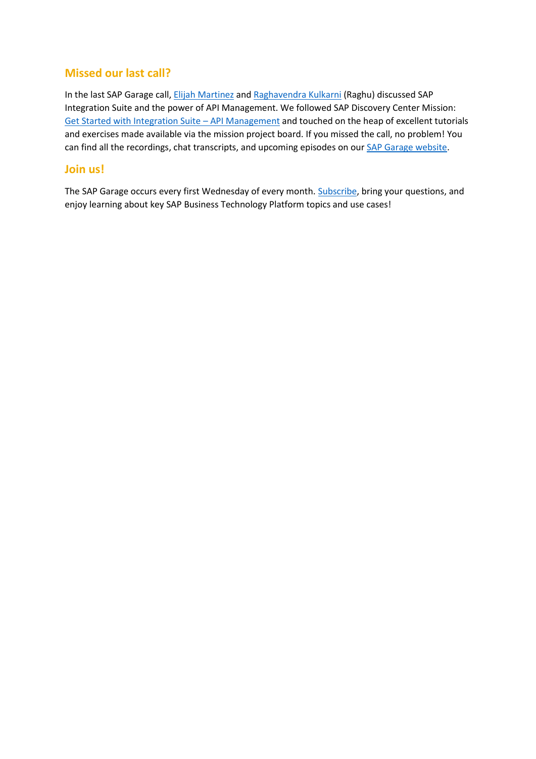## Missed our last call?

In the last SAP Garage call, Elijah Martinez and Raghavendra Kulkarni (Raghu) discussed SAP Integration Suite and the power of API Management. We followed SAP Discovery Center Mission: Get Started with Integration Suite – API Management and touched on the heap of excellent tutorials and exercises made available via the mission project board. If you missed the call, no problem! You can find all the recordings, chat transcripts, and upcoming episodes on our SAP Garage website.

## Join us!

The SAP Garage occurs every first Wednesday of every month. Subscribe, bring your questions, and enjoy learning about key SAP Business Technology Platform topics and use cases!